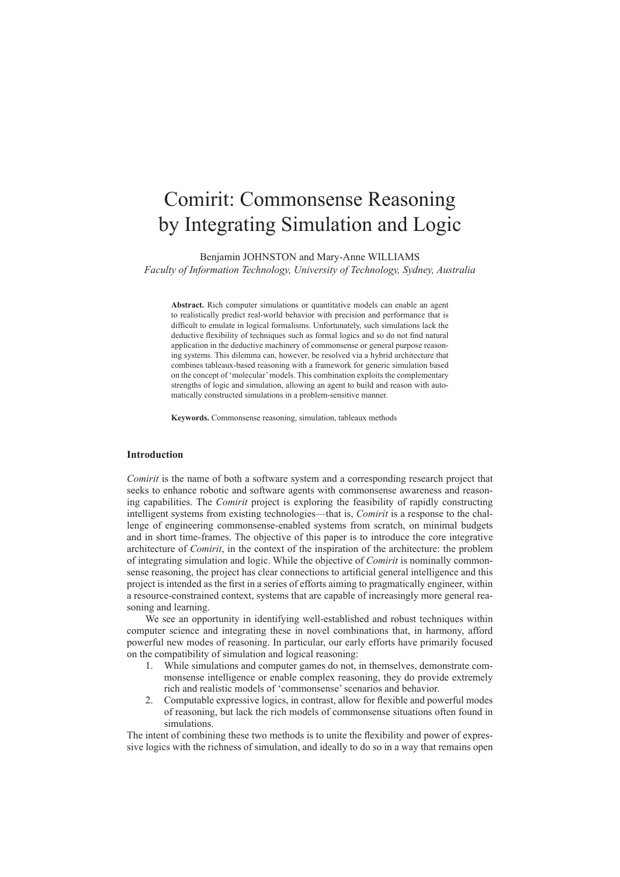# Comirit: Commonsense Reasoning by Integrating Simulation and Logic

Benjamin JOHNSTON and Mary-Anne WILLIAMS

*Faculty of Information Technology, University of Technology, Sydney, Australia*

**Abstract.** Rich computer simulations or quantitative models can enable an agent to realistically predict real-world behavior with precision and performance that is difficult to emulate in logical formalisms. Unfortunately, such simulations lack the deductive flexibility of techniques such as formal logics and so do not find natural application in the deductive machinery of commonsense or general purpose reasoning systems. This dilemma can, however, be resolved via a hybrid architecture that combines tableaux-based reasoning with a framework for generic simulation based on the concept of 'molecular' models. This combination exploits the complementary strengths of logic and simulation, allowing an agent to build and reason with automatically constructed simulations in a problem-sensitive manner.

**Keywords.** Commonsense reasoning, simulation, tableaux methods

## Introduction

*Comirit* is the name of both a software system and a corresponding research project that seeks to enhance robotic and software agents with commonsense awareness and reasoning capabilities. The *Comirit* project is exploring the feasibility of rapidly constructing intelligent systems from existing technologies—that is, *Comirit* is a response to the challenge of engineering commonsense-enabled systems from scratch, on minimal budgets and in short time-frames. The objective of this paper is to introduce the core integrative architecture of *Comirit*, in the context of the inspiration of the architecture: the problem of integrating simulation and logic. While the objective of *Comirit* is nominally commonsense reasoning, the project has clear connections to artificial general intelligence and this project is intended as the first in a series of efforts aiming to pragmatically engineer, within a resource-constrained context, systems that are capable of increasingly more general reasoning and learning.

We see an opportunity in identifying well-established and robust techniques within computer science and integrating these in novel combinations that, in harmony, afford powerful new modes of reasoning. In particular, our early efforts have primarily focused on the compatibility of simulation and logical reasoning:

1. While simulations and computer games do not, in themselves, demonstrate commonsense intelligence or enable complex reasoning, they do provide extremely rich and realistic models of 'commonsense' scenarios and behavior.
2. Computable expressive logics, in contrast, allow for flexible and powerful modes of reasoning, but lack the rich models of commonsense situations often found in simulations.

The intent of combining these two methods is to unite the flexibility and power of expressive logics with the richness of simulation, and ideally to do so in a way that remains open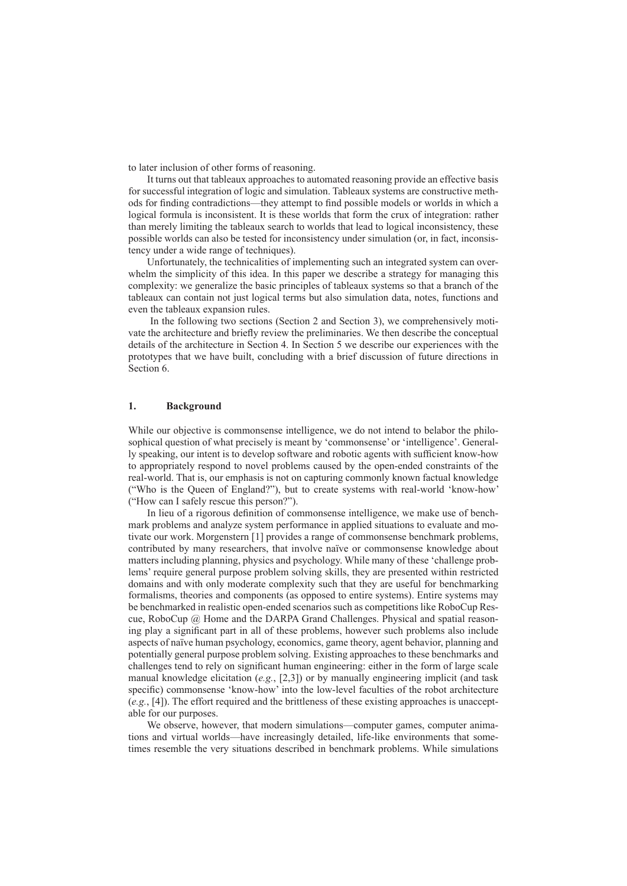to later inclusion of other forms of reasoning.

It turns out that tableaux approaches to automated reasoning provide an effective basis for successful integration of logic and simulation. Tableaux systems are constructive methods for finding contradictions—they attempt to find possible models or worlds in which a logical formula is inconsistent. It is these worlds that form the crux of integration: rather than merely limiting the tableaux search to worlds that lead to logical inconsistency, these possible worlds can also be tested for inconsistency under simulation (or, in fact, inconsistency under a wide range of techniques).

Unfortunately, the technicalities of implementing such an integrated system can overwhelm the simplicity of this idea. In this paper we describe a strategy for managing this complexity: we generalize the basic principles of tableaux systems so that a branch of the tableaux can contain not just logical terms but also simulation data, notes, functions and even the tableaux expansion rules.

In the following two sections (Section 2 and Section 3), we comprehensively motivate the architecture and briefly review the preliminaries. We then describe the conceptual details of the architecture in Section 4. In Section 5 we describe our experiences with the prototypes that we have built, concluding with a brief discussion of future directions in Section 6.

## 1. Background

While our objective is commonsense intelligence, we do not intend to belabor the philosophical question of what precisely is meant by 'commonsense' or 'intelligence'. Generally speaking, our intent is to develop software and robotic agents with sufficient know-how to appropriately respond to novel problems caused by the open-ended constraints of the real-world. That is, our emphasis is not on capturing commonly known factual knowledge ("Who is the Queen of England?"), but to create systems with real-world 'know-how' ("How can I safely rescue this person?").

In lieu of a rigorous definition of commonsense intelligence, we make use of benchmark problems and analyze system performance in applied situations to evaluate and motivate our work. Morgenstern [1] provides a range of commonsense benchmark problems, contributed by many researchers, that involve naïve or commonsense knowledge about matters including planning, physics and psychology. While many of these 'challenge problems' require general purpose problem solving skills, they are presented within restricted domains and with only moderate complexity such that they are useful for benchmarking formalisms, theories and components (as opposed to entire systems). Entire systems may be benchmarked in realistic open-ended scenarios such as competitions like RoboCup Rescue, RoboCup @ Home and the DARPA Grand Challenges. Physical and spatial reasoning play a significant part in all of these problems, however such problems also include aspects of naïve human psychology, economics, game theory, agent behavior, planning and potentially general purpose problem solving. Existing approaches to these benchmarks and challenges tend to rely on significant human engineering: either in the form of large scale manual knowledge elicitation (*e.g.*, [2,3]) or by manually engineering implicit (and task specific) commonsense 'know-how' into the low-level faculties of the robot architecture (*e.g.*, [4]). The effort required and the brittleness of these existing approaches is unacceptable for our purposes.

We observe, however, that modern simulations—computer games, computer animations and virtual worlds—have increasingly detailed, life-like environments that sometimes resemble the very situations described in benchmark problems. While simulations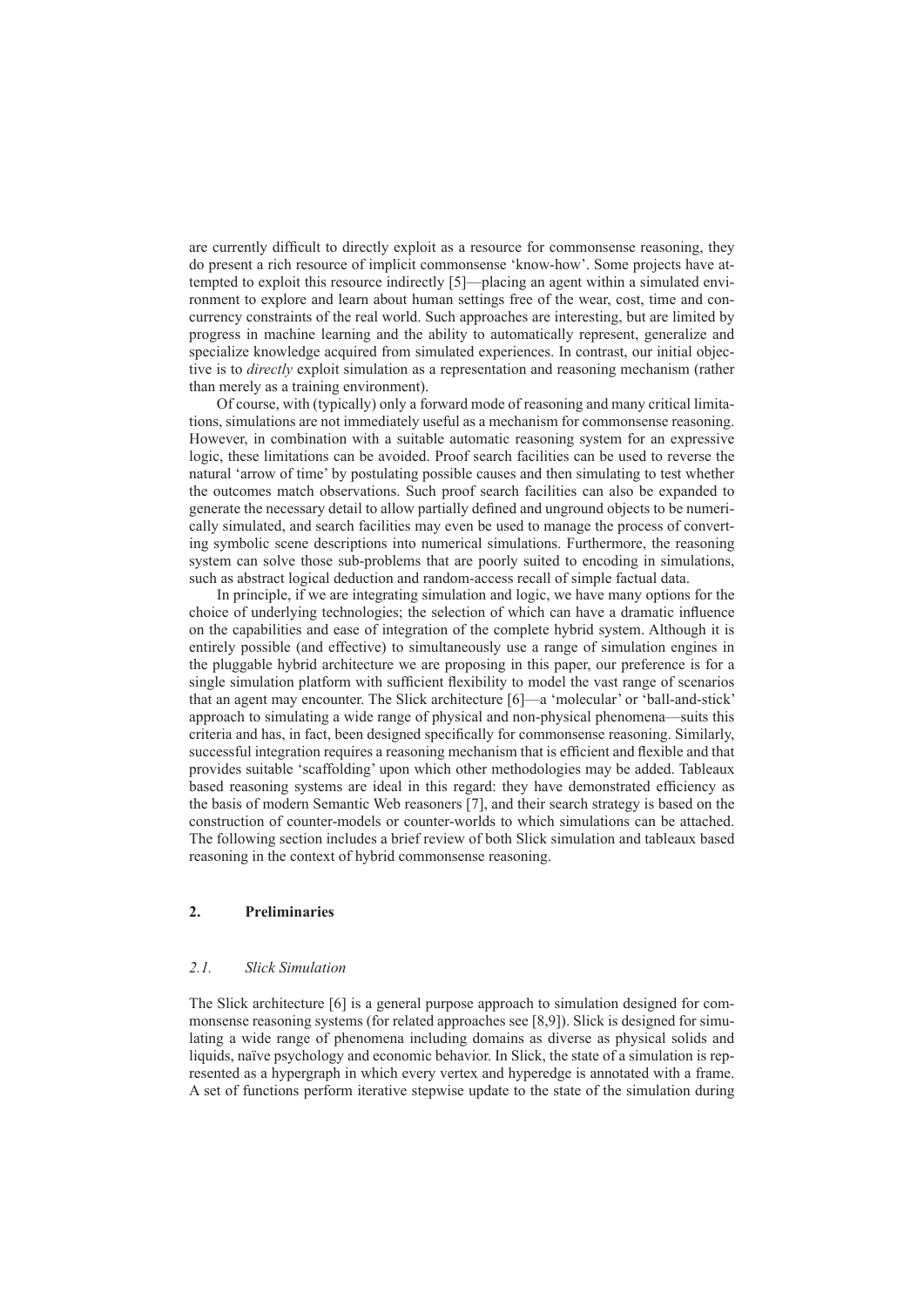are currently difficult to directly exploit as a resource for commonsense reasoning, they do present a rich resource of implicit commonsense 'know-how'. Some projects have attempted to exploit this resource indirectly [5]—placing an agent within a simulated environment to explore and learn about human settings free of the wear, cost, time and concurrency constraints of the real world. Such approaches are interesting, but are limited by progress in machine learning and the ability to automatically represent, generalize and specialize knowledge acquired from simulated experiences. In contrast, our initial objective is to *directly* exploit simulation as a representation and reasoning mechanism (rather than merely as a training environment).

Of course, with (typically) only a forward mode of reasoning and many critical limitations, simulations are not immediately useful as a mechanism for commonsense reasoning. However, in combination with a suitable automatic reasoning system for an expressive logic, these limitations can be avoided. Proof search facilities can be used to reverse the natural 'arrow of time' by postulating possible causes and then simulating to test whether the outcomes match observations. Such proof search facilities can also be expanded to generate the necessary detail to allow partially defined and unground objects to be numerically simulated, and search facilities may even be used to manage the process of converting symbolic scene descriptions into numerical simulations. Furthermore, the reasoning system can solve those sub-problems that are poorly suited to encoding in simulations, such as abstract logical deduction and random-access recall of simple factual data.

In principle, if we are integrating simulation and logic, we have many options for the choice of underlying technologies; the selection of which can have a dramatic influence on the capabilities and ease of integration of the complete hybrid system. Although it is entirely possible (and effective) to simultaneously use a range of simulation engines in the pluggable hybrid architecture we are proposing in this paper, our preference is for a single simulation platform with sufficient flexibility to model the vast range of scenarios that an agent may encounter. The Slick architecture [6]—a 'molecular' or 'ball-and-stick' approach to simulating a wide range of physical and non-physical phenomena—suits this criteria and has, in fact, been designed specifically for commonsense reasoning. Similarly, successful integration requires a reasoning mechanism that is efficient and flexible and that provides suitable 'scaffolding' upon which other methodologies may be added. Tableaux based reasoning systems are ideal in this regard: they have demonstrated efficiency as the basis of modern Semantic Web reasoners [7], and their search strategy is based on the construction of counter-models or counter-worlds to which simulations can be attached. The following section includes a brief review of both Slick simulation and tableaux based reasoning in the context of hybrid commonsense reasoning.

## 2. Preliminaries

### *2.1. Slick Simulation*

The Slick architecture [6] is a general purpose approach to simulation designed for commonsense reasoning systems (for related approaches see [8,9]). Slick is designed for simulating a wide range of phenomena including domains as diverse as physical solids and liquids, naïve psychology and economic behavior. In Slick, the state of a simulation is represented as a hypergraph in which every vertex and hyperedge is annotated with a frame. A set of functions perform iterative stepwise update to the state of the simulation during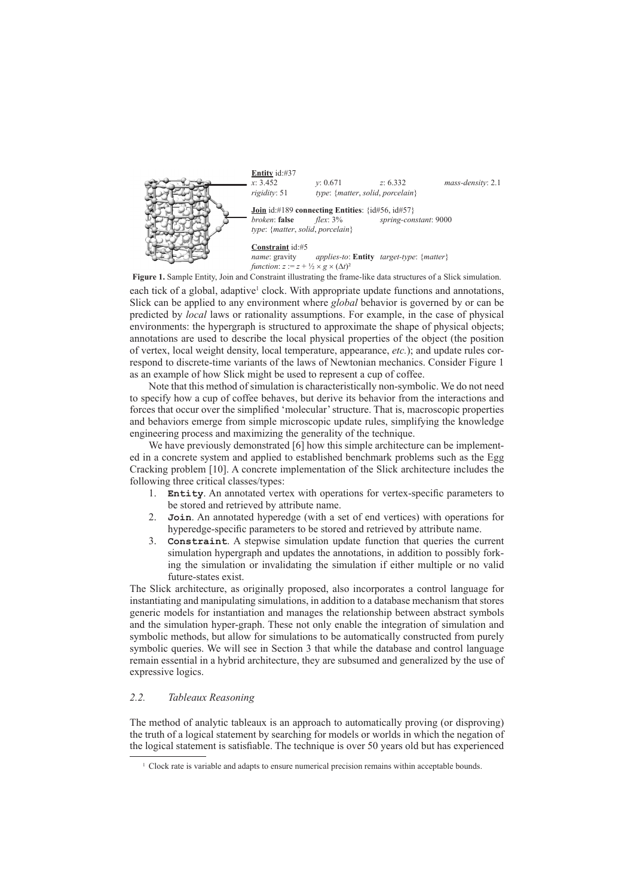**Entity** id:#37
*x*: 3.452 *y*: 0.671 *z*: 6.332 *mass-density*: 2.1
*rigidity*: 51 *type*: {*matter*, *solid*, *porcelain*}

**Join** id:#189 **connecting Entities**: {id#56, id#57}
*broken*: **false** *flex*: 3% *spring-constant*: 9000
*type*: {*matter*, *solid*, *porcelain*}

**Constraint** id:#5
*name*: gravity *applies-to*: **Entity** *target-type*: {*matter*}
*function*: $z := z + ½ \times g \times (\Delta t)^2$

**Figure 1.** Sample Entity, Join and Constraint illustrating the frame-like data structures of a Slick simulation.

each tick of a global, adaptive[1] clock. With appropriate update functions and annotations, Slick can be applied to any environment where *global* behavior is governed by or can be predicted by *local* laws or rationality assumptions. For example, in the case of physical environments: the hypergraph is structured to approximate the shape of physical objects; annotations are used to describe the local physical properties of the object (the position of vertex, local weight density, local temperature, appearance, *etc.*); and update rules correspond to discrete-time variants of the laws of Newtonian mechanics. Consider Figure 1 as an example of how Slick might be used to represent a cup of coffee.

Note that this method of simulation is characteristically non-symbolic. We do not need to specify how a cup of coffee behaves, but derive its behavior from the interactions and forces that occur over the simplified 'molecular' structure. That is, macroscopic properties and behaviors emerge from simple microscopic update rules, simplifying the knowledge engineering process and maximizing the generality of the technique.

We have previously demonstrated [6] how this simple architecture can be implemented in a concrete system and applied to established benchmark problems such as the Egg Cracking problem [10]. A concrete implementation of the Slick architecture includes the following three critical classes/types:

1. **`Entity`**. An annotated vertex with operations for vertex-specific parameters to be stored and retrieved by attribute name.
2. **`Join`**. An annotated hyperedge (with a set of end vertices) with operations for hyperedge-specific parameters to be stored and retrieved by attribute name.
3. **`Constraint`**. A stepwise simulation update function that queries the current simulation hypergraph and updates the annotations, in addition to possibly forking the simulation or invalidating the simulation if either multiple or no valid future-states exist.

The Slick architecture, as originally proposed, also incorporates a control language for instantiating and manipulating simulations, in addition to a database mechanism that stores generic models for instantiation and manages the relationship between abstract symbols and the simulation hyper-graph. These not only enable the integration of simulation and symbolic methods, but allow for simulations to be automatically constructed from purely symbolic queries. We will see in Section 3 that while the database and control language remain essential in a hybrid architecture, they are subsumed and generalized by the use of expressive logics.

### *2.2. Tableaux Reasoning*

The method of analytic tableaux is an approach to automatically proving (or disproving) the truth of a logical statement by searching for models or worlds in which the negation of the logical statement is satisfiable. The technique is over 50 years old but has experienced

[1] Clock rate is variable and adapts to ensure numerical precision remains within acceptable bounds.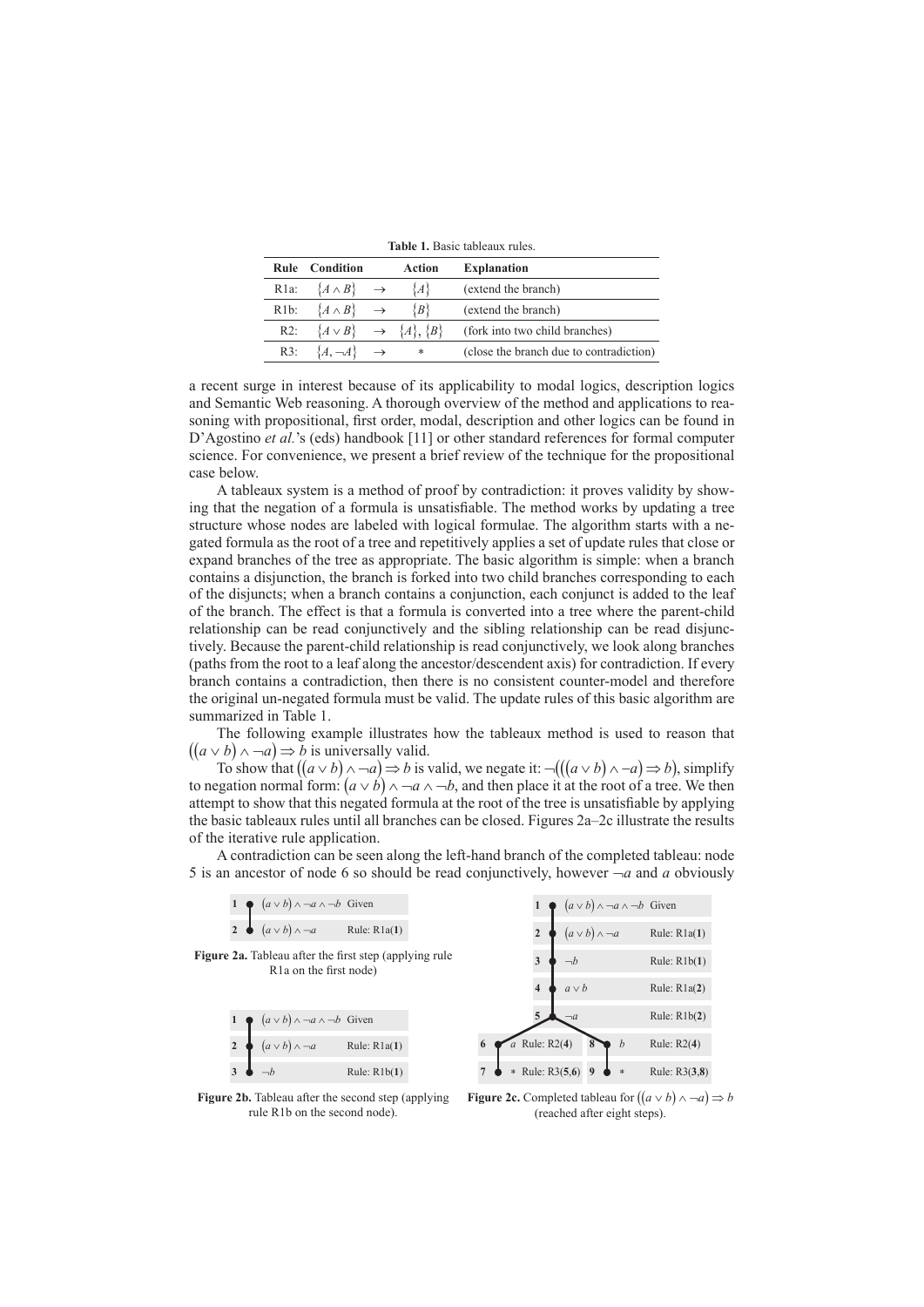**Table 1.** Basic tableaux rules.

| Rule | Condition | | Action | Explanation |
|---|---|---|---|---|
| R1a: | $\{A \wedge B\}$ | $\rightarrow$ | $\{A\}$ | (extend the branch) |
| R1b: | $\{A \wedge B\}$ | $\rightarrow$ | $\{B\}$ | (extend the branch) |
| R2: | $\{A \vee B\}$ | $\rightarrow$ | $\{A\}, \{B\}$ | (fork into two child branches) |
| R3: | $\{A, \neg A\}$ | $\rightarrow$ | $*$ | (close the branch due to contradiction) |

a recent surge in interest because of its applicability to modal logics, description logics and Semantic Web reasoning. A thorough overview of the method and applications to reasoning with propositional, first order, modal, description and other logics can be found in D'Agostino *et al.*'s (eds) handbook [11] or other standard references for formal computer science. For convenience, we present a brief review of the technique for the propositional case below.

A tableaux system is a method of proof by contradiction: it proves validity by showing that the negation of a formula is unsatisfiable. The method works by updating a tree structure whose nodes are labeled with logical formulae. The algorithm starts with a negated formula as the root of a tree and repetitively applies a set of update rules that close or expand branches of the tree as appropriate. The basic algorithm is simple: when a branch contains a disjunction, the branch is forked into two child branches corresponding to each of the disjuncts; when a branch contains a conjunction, each conjunct is added to the leaf of the branch. The effect is that a formula is converted into a tree where the parent-child relationship can be read conjunctively and the sibling relationship can be read disjunctively. Because the parent-child relationship is read conjunctively, we look along branches (paths from the root to a leaf along the ancestor/descendent axis) for contradiction. If every branch contains a contradiction, then there is no consistent counter-model and therefore the original un-negated formula must be valid. The update rules of this basic algorithm are summarized in Table 1.

The following example illustrates how the tableaux method is used to reason that $((a \vee b) \wedge \neg a) \Rightarrow b$ is universally valid.

To show that $((a \vee b) \wedge \neg a) \Rightarrow b$ is valid, we negate it: $\neg(((a \vee b) \wedge \neg a) \Rightarrow b)$, simplify to negation normal form: $(a \vee b) \wedge \neg a \wedge \neg b$, and then place it at the root of a tree. We then attempt to show that this negated formula at the root of the tree is unsatisfiable by applying the basic tableaux rules until all branches can be closed. Figures 2a–2c illustrate the results of the iterative rule application.

A contradiction can be seen along the left-hand branch of the completed tableau: node 5 is an ancestor of node 6 so should be read conjunctively, however $\neg a$ and $a$ obviously

| Node | Formula | Justification |
|---|---|---|
| 1 | $(a \vee b) \wedge \neg a \wedge \neg b$ | Given |
| 2 | $(a \vee b) \wedge \neg a$ | Rule: R1a(**1**) |

**Figure 2a.** Tableau after the first step (applying rule R1a on the first node)

| Node | Formula | Justification |
|---|---|---|
| 1 | $(a \vee b) \wedge \neg a \wedge \neg b$ | Given |
| 2 | $(a \vee b) \wedge \neg a$ | Rule: R1a(**1**) |
| 3 | $\neg b$ | Rule: R1b(**1**) |

**Figure 2b.** Tableau after the second step (applying rule R1b on the second node).

| Node | Formula | Justification |
|---|---|---|
| 1 | $(a \vee b) \wedge \neg a \wedge \neg b$ | Given |
| 2 | $(a \vee b) \wedge \neg a$ | Rule: R1a(**1**) |
| 3 | $\neg b$ | Rule: R1b(**1**) |
| 4 | $a \vee b$ | Rule: R1a(**2**) |
| 5 | $\neg a$ | Rule: R1b(**2**) |
| 6 (left branch) | $a$ | Rule: R2(**4**) |
| 7 (left branch) | $*$ | Rule: R3(**5**,**6**) |
| 8 (right branch) | $b$ | Rule: R2(**4**) |
| 9 (right branch) | $*$ | Rule: R3(**3**,**8**) |

**Figure 2c.** Completed tableau for $((a \vee b) \wedge \neg a) \Rightarrow b$ (reached after eight steps).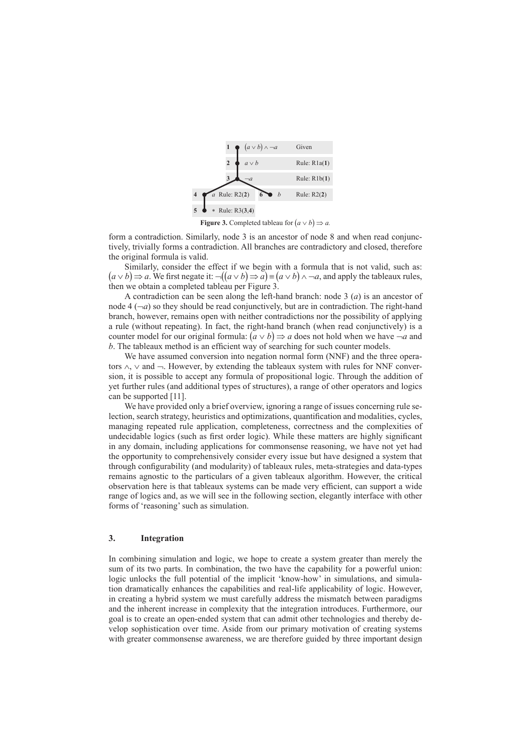| | | | |
|---|---|---|---|
| **1** | $(a \vee b) \wedge \neg a$ | | Given |
| **2** | $a \vee b$ | | Rule: R1a(**1**) |
| **3** | $\neg a$ | | Rule: R1b(**1**) |
| **4** | $a$ Rule: R2(**2**) | **6** $b$ | Rule: R2(**2**) |
| **5** | * Rule: R3(**3**,**4**) | | |

**Figure 3.** Completed tableau for $(a \vee b) \Rightarrow a$.

form a contradiction. Similarly, node 3 is an ancestor of node 8 and when read conjunctively, trivially forms a contradiction. All branches are contradictory and closed, therefore the original formula is valid.

Similarly, consider the effect if we begin with a formula that is not valid, such as: $(a \vee b) \Rightarrow a$. We first negate it: $\neg((a \vee b) \Rightarrow a) \equiv (a \vee b) \wedge \neg a$, and apply the tableaux rules, then we obtain a completed tableau per Figure 3.

A contradiction can be seen along the left-hand branch: node 3 ($a$) is an ancestor of node 4 ($\neg a$) so they should be read conjunctively, but are in contradiction. The right-hand branch, however, remains open with neither contradictions nor the possibility of applying a rule (without repeating). In fact, the right-hand branch (when read conjunctively) is a counter model for our original formula: $(a \vee b) \Rightarrow a$ does not hold when we have $\neg a$ and $b$. The tableaux method is an efficient way of searching for such counter models.

We have assumed conversion into negation normal form (NNF) and the three operators $\wedge$, $\vee$ and $\neg$. However, by extending the tableaux system with rules for NNF conversion, it is possible to accept any formula of propositional logic. Through the addition of yet further rules (and additional types of structures), a range of other operators and logics can be supported [11].

We have provided only a brief overview, ignoring a range of issues concerning rule selection, search strategy, heuristics and optimizations, quantification and modalities, cycles, managing repeated rule application, completeness, correctness and the complexities of undecidable logics (such as first order logic). While these matters are highly significant in any domain, including applications for commonsense reasoning, we have not yet had the opportunity to comprehensively consider every issue but have designed a system that through configurability (and modularity) of tableaux rules, meta-strategies and data-types remains agnostic to the particulars of a given tableaux algorithm. However, the critical observation here is that tableaux systems can be made very efficient, can support a wide range of logics and, as we will see in the following section, elegantly interface with other forms of 'reasoning' such as simulation.

## 3. Integration

In combining simulation and logic, we hope to create a system greater than merely the sum of its two parts. In combination, the two have the capability for a powerful union: logic unlocks the full potential of the implicit 'know-how' in simulations, and simulation dramatically enhances the capabilities and real-life applicability of logic. However, in creating a hybrid system we must carefully address the mismatch between paradigms and the inherent increase in complexity that the integration introduces. Furthermore, our goal is to create an open-ended system that can admit other technologies and thereby develop sophistication over time. Aside from our primary motivation of creating systems with greater commonsense awareness, we are therefore guided by three important design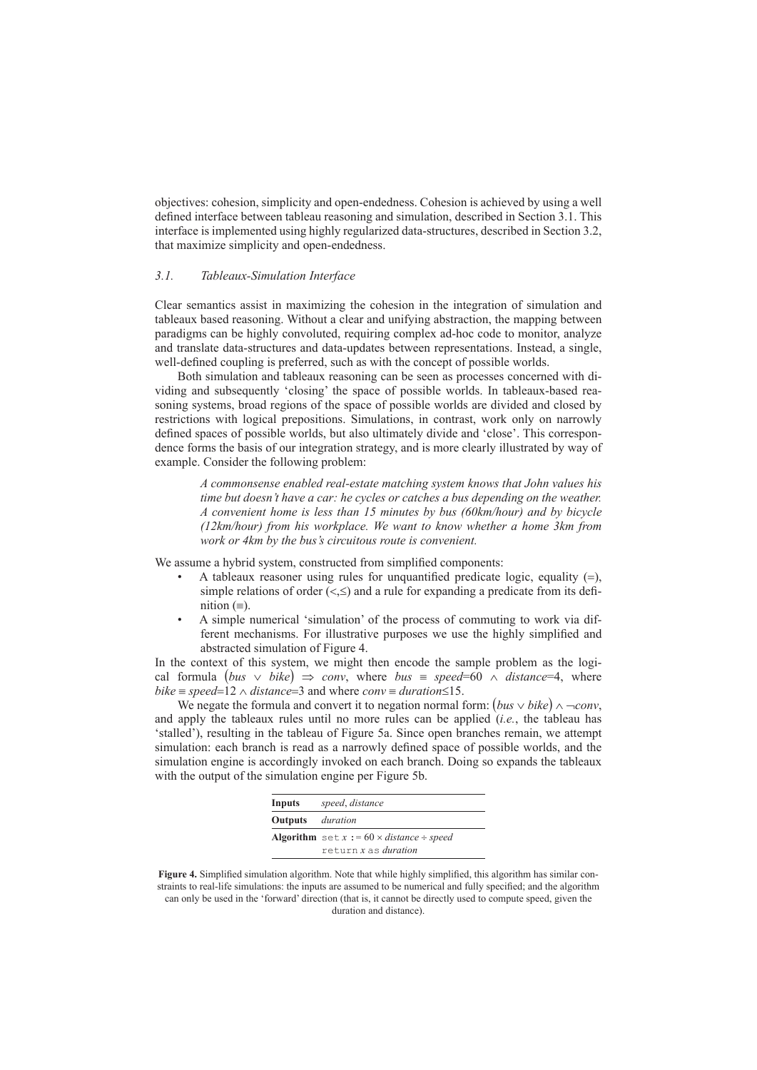objectives: cohesion, simplicity and open-endedness. Cohesion is achieved by using a well defined interface between tableau reasoning and simulation, described in Section 3.1. This interface is implemented using highly regularized data-structures, described in Section 3.2, that maximize simplicity and open-endedness.

### *3.1. Tableaux-Simulation Interface*

Clear semantics assist in maximizing the cohesion in the integration of simulation and tableaux based reasoning. Without a clear and unifying abstraction, the mapping between paradigms can be highly convoluted, requiring complex ad-hoc code to monitor, analyze and translate data-structures and data-updates between representations. Instead, a single, well-defined coupling is preferred, such as with the concept of possible worlds.

Both simulation and tableaux reasoning can be seen as processes concerned with dividing and subsequently 'closing' the space of possible worlds. In tableaux-based reasoning systems, broad regions of the space of possible worlds are divided and closed by restrictions with logical prepositions. Simulations, in contrast, work only on narrowly defined spaces of possible worlds, but also ultimately divide and 'close'. This correspondence forms the basis of our integration strategy, and is more clearly illustrated by way of example. Consider the following problem:

> *A commonsense enabled real-estate matching system knows that John values his time but doesn't have a car: he cycles or catches a bus depending on the weather. A convenient home is less than 15 minutes by bus (60km/hour) and by bicycle (12km/hour) from his workplace. We want to know whether a home 3km from work or 4km by the bus's circuitous route is convenient.*

We assume a hybrid system, constructed from simplified components:

- A tableaux reasoner using rules for unquantified predicate logic, equality (=), simple relations of order ($<, \leq$) and a rule for expanding a predicate from its definition ($\equiv$).
- A simple numerical 'simulation' of the process of commuting to work via different mechanisms. For illustrative purposes we use the highly simplified and abstracted simulation of Figure 4.

In the context of this system, we might then encode the sample problem as the logical formula $(bus \vee bike) \Rightarrow conv$, where $bus \equiv speed{=}60 \wedge distance{=}4$, where $bike \equiv speed{=}12 \wedge distance{=}3$ and where $conv \equiv duration{\leq}15$.

We negate the formula and convert it to negation normal form: $(bus \vee bike) \wedge \neg conv$, and apply the tableaux rules until no more rules can be applied (*i.e.*, the tableau has 'stalled'), resulting in the tableau of Figure 5a. Since open branches remain, we attempt simulation: each branch is read as a narrowly defined space of possible worlds, and the simulation engine is accordingly invoked on each branch. Doing so expands the tableaux with the output of the simulation engine per Figure 5b.

| | |
|---|---|
| **Inputs** | *speed*, *distance* |
| **Outputs** | *duration* |
| **Algorithm** | set $x := 60 \times distance \div speed$ <br> return $x$ as *duration* |

**Figure 4.** Simplified simulation algorithm. Note that while highly simplified, this algorithm has similar constraints to real-life simulations: the inputs are assumed to be numerical and fully specified; and the algorithm can only be used in the 'forward' direction (that is, it cannot be directly used to compute speed, given the duration and distance).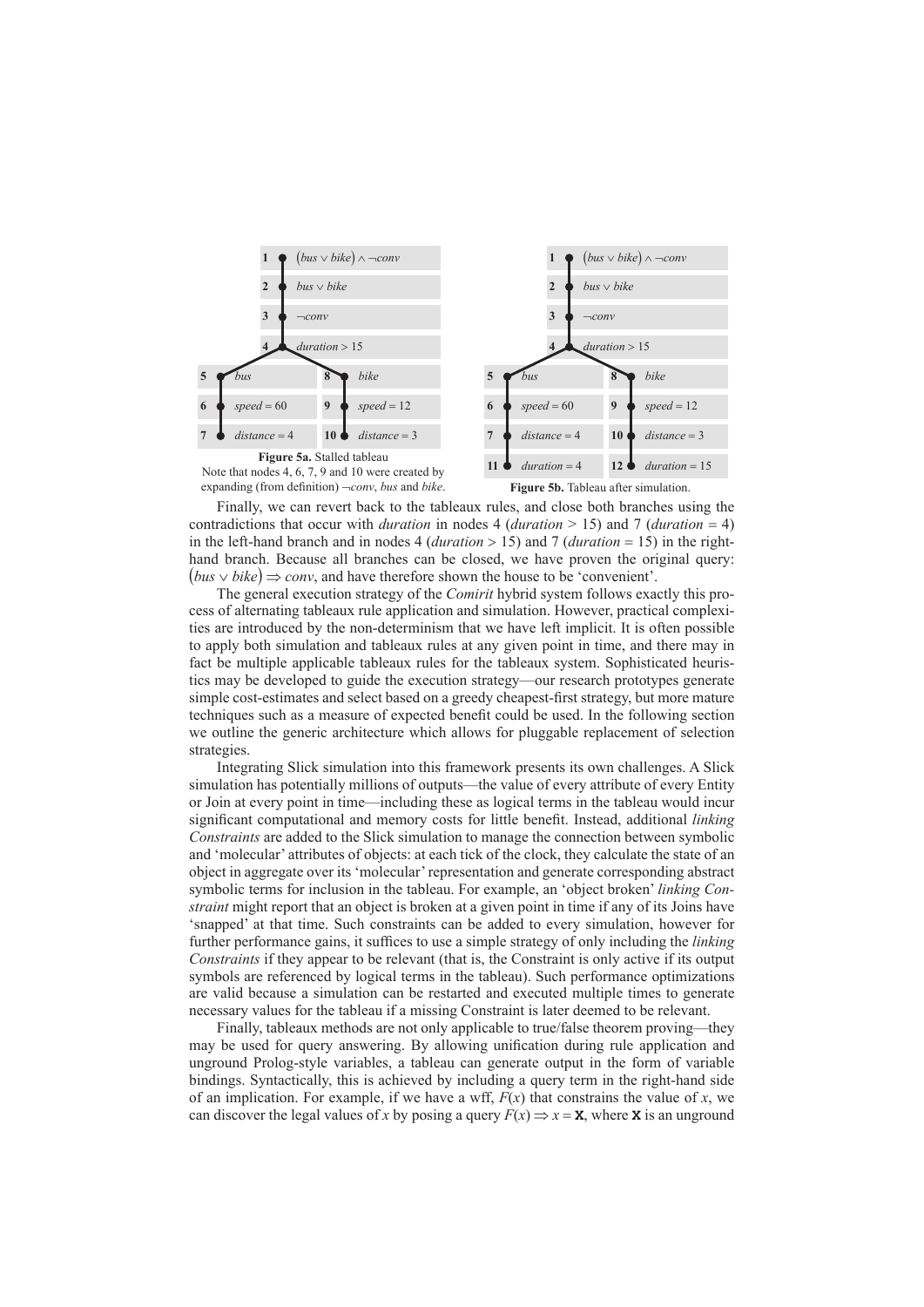| Node | Formula |
| --- | --- |
| 1 | $(bus \vee bike) \wedge \neg conv$ |
| 2 | $bus \vee bike$ |
| 3 | $\neg conv$ |
| 4 | $duration > 15$ |
| 5 | $bus$ |
| 6 | $speed = 60$ |
| 7 | $distance = 4$ |
| 8 | $bike$ |
| 9 | $speed = 12$ |
| 10 | $distance = 3$ |

**Figure 5a.** Stalled tableau
Note that nodes 4, 6, 7, 9 and 10 were created by expanding (from definition) $\neg conv$, *bus* and *bike*.

| Node | Formula |
| --- | --- |
| 1 | $(bus \vee bike) \wedge \neg conv$ |
| 2 | $bus \vee bike$ |
| 3 | $\neg conv$ |
| 4 | $duration > 15$ |
| 5 | $bus$ |
| 6 | $speed = 60$ |
| 7 | $distance = 4$ |
| 11 | $duration = 4$ |
| 8 | $bike$ |
| 9 | $speed = 12$ |
| 10 | $distance = 3$ |
| 12 | $duration = 15$ |

**Figure 5b.** Tableau after simulation.

Finally, we can revert back to the tableaux rules, and close both branches using the contradictions that occur with *duration* in nodes 4 (*duration* > 15) and 7 (*duration* = 4) in the left-hand branch and in nodes 4 (*duration* > 15) and 7 (*duration* = 15) in the right-hand branch. Because all branches can be closed, we have proven the original query: $(bus \vee bike) \Rightarrow conv$, and have therefore shown the house to be 'convenient'.

The general execution strategy of the *Comirit* hybrid system follows exactly this process of alternating tableaux rule application and simulation. However, practical complexities are introduced by the non-determinism that we have left implicit. It is often possible to apply both simulation and tableaux rules at any given point in time, and there may in fact be multiple applicable tableaux rules for the tableaux system. Sophisticated heuristics may be developed to guide the execution strategy—our research prototypes generate simple cost-estimates and select based on a greedy cheapest-first strategy, but more mature techniques such as a measure of expected benefit could be used. In the following section we outline the generic architecture which allows for pluggable replacement of selection strategies.

Integrating Slick simulation into this framework presents its own challenges. A Slick simulation has potentially millions of outputs—the value of every attribute of every Entity or Join at every point in time—including these as logical terms in the tableau would incur significant computational and memory costs for little benefit. Instead, additional *linking Constraints* are added to the Slick simulation to manage the connection between symbolic and 'molecular' attributes of objects: at each tick of the clock, they calculate the state of an object in aggregate over its 'molecular' representation and generate corresponding abstract symbolic terms for inclusion in the tableau. For example, an 'object broken' *linking Constraint* might report that an object is broken at a given point in time if any of its Joins have 'snapped' at that time. Such constraints can be added to every simulation, however for further performance gains, it suffices to use a simple strategy of only including the *linking Constraints* if they appear to be relevant (that is, the Constraint is only active if its output symbols are referenced by logical terms in the tableau). Such performance optimizations are valid because a simulation can be restarted and executed multiple times to generate necessary values for the tableau if a missing Constraint is later deemed to be relevant.

Finally, tableaux methods are not only applicable to true/false theorem proving—they may be used for query answering. By allowing unification during rule application and unground Prolog-style variables, a tableau can generate output in the form of variable bindings. Syntactically, this is achieved by including a query term in the right-hand side of an implication. For example, if we have a wff, $F(x)$ that constrains the value of $x$, we can discover the legal values of $x$ by posing a query $F(x) \Rightarrow x = \mathbf{X}$, where $\mathbf{X}$ is an unground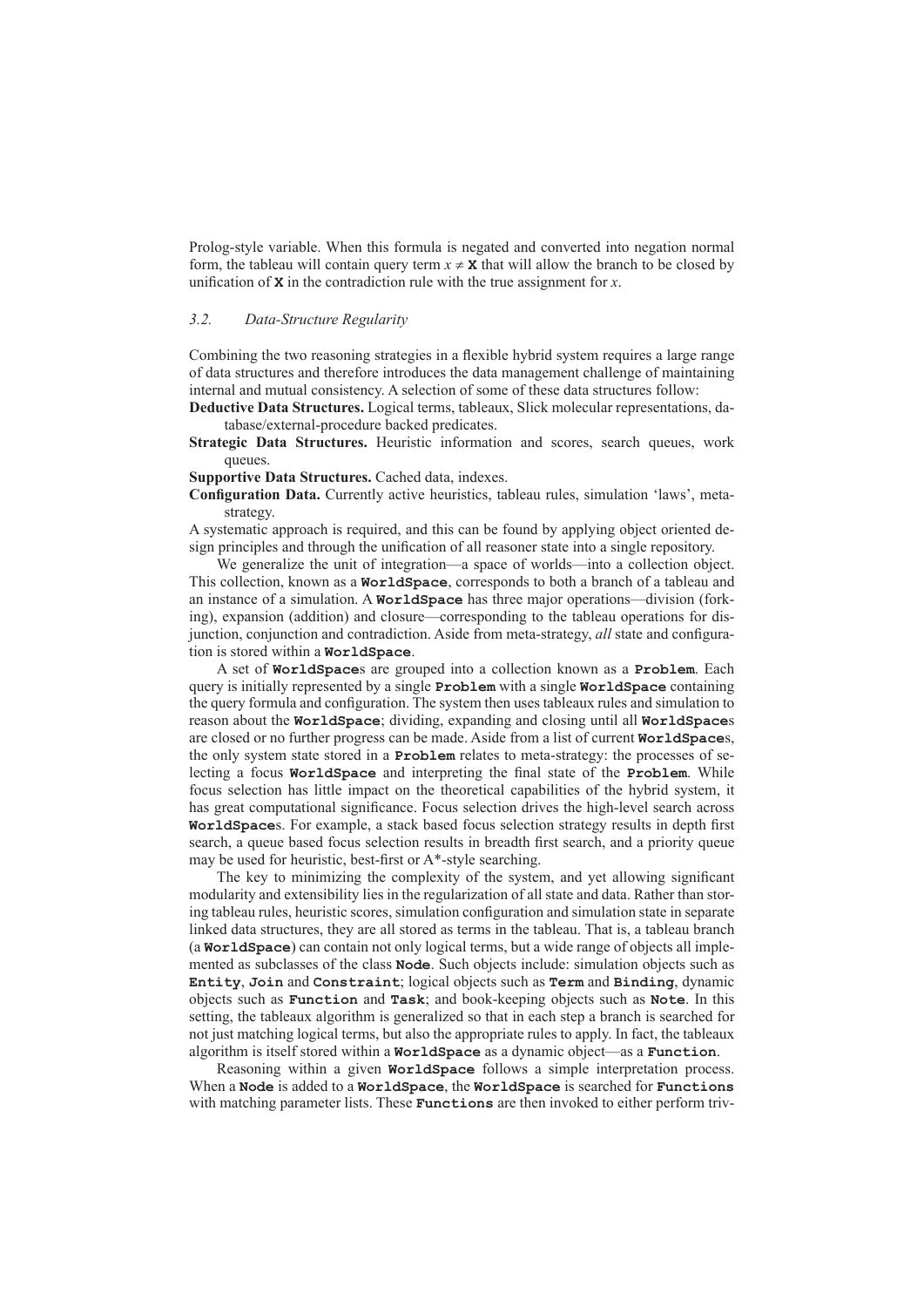Prolog-style variable. When this formula is negated and converted into negation normal form, the tableau will contain query term $x \neq \mathbf{X}$ that will allow the branch to be closed by unification of **X** in the contradiction rule with the true assignment for $x$.

### *3.2. Data-Structure Regularity*

Combining the two reasoning strategies in a flexible hybrid system requires a large range of data structures and therefore introduces the data management challenge of maintaining internal and mutual consistency. A selection of some of these data structures follow:

**Deductive Data Structures.** Logical terms, tableaux, Slick molecular representations, database/external-procedure backed predicates.

**Strategic Data Structures.** Heuristic information and scores, search queues, work queues.

**Supportive Data Structures.** Cached data, indexes.

**Configuration Data.** Currently active heuristics, tableau rules, simulation 'laws', meta-strategy.

A systematic approach is required, and this can be found by applying object oriented design principles and through the unification of all reasoner state into a single repository.

We generalize the unit of integration—a space of worlds—into a collection object. This collection, known as a **WorldSpace**, corresponds to both a branch of a tableau and an instance of a simulation. A **WorldSpace** has three major operations—division (forking), expansion (addition) and closure—corresponding to the tableau operations for disjunction, conjunction and contradiction. Aside from meta-strategy, *all* state and configuration is stored within a **WorldSpace**.

A set of **WorldSpace**s are grouped into a collection known as a **Problem**. Each query is initially represented by a single **Problem** with a single **WorldSpace** containing the query formula and configuration. The system then uses tableaux rules and simulation to reason about the **WorldSpace**; dividing, expanding and closing until all **WorldSpace**s are closed or no further progress can be made. Aside from a list of current **WorldSpace**s, the only system state stored in a **Problem** relates to meta-strategy: the processes of selecting a focus **WorldSpace** and interpreting the final state of the **Problem**. While focus selection has little impact on the theoretical capabilities of the hybrid system, it has great computational significance. Focus selection drives the high-level search across **WorldSpace**s. For example, a stack based focus selection strategy results in depth first search, a queue based focus selection results in breadth first search, and a priority queue may be used for heuristic, best-first or A*-style searching.

The key to minimizing the complexity of the system, and yet allowing significant modularity and extensibility lies in the regularization of all state and data. Rather than storing tableau rules, heuristic scores, simulation configuration and simulation state in separate linked data structures, they are all stored as terms in the tableau. That is, a tableau branch (a **WorldSpace**) can contain not only logical terms, but a wide range of objects all implemented as subclasses of the class **Node**. Such objects include: simulation objects such as **Entity**, **Join** and **Constraint**; logical objects such as **Term** and **Binding**, dynamic objects such as **Function** and **Task**; and book-keeping objects such as **Note**. In this setting, the tableaux algorithm is generalized so that in each step a branch is searched for not just matching logical terms, but also the appropriate rules to apply. In fact, the tableaux algorithm is itself stored within a **WorldSpace** as a dynamic object—as a **Function**.

Reasoning within a given **WorldSpace** follows a simple interpretation process. When a **Node** is added to a **WorldSpace**, the **WorldSpace** is searched for **Functions** with matching parameter lists. These **Functions** are then invoked to either perform triv-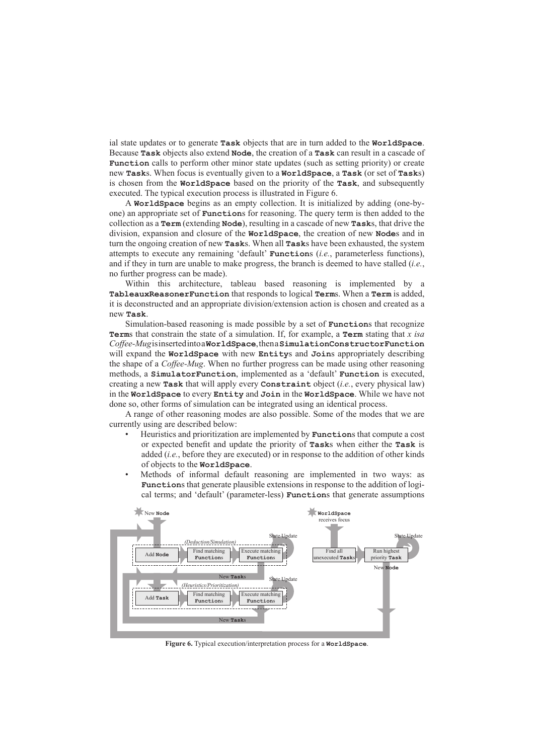ial state updates or to generate **Task** objects that are in turn added to the **WorldSpace**. Because **Task** objects also extend **Node**, the creation of a **Task** can result in a cascade of **Function** calls to perform other minor state updates (such as setting priority) or create new **Task**s. When focus is eventually given to a **WorldSpace**, a **Task** (or set of **Task**s) is chosen from the **WorldSpace** based on the priority of the **Task**, and subsequently executed. The typical execution process is illustrated in Figure 6.

A **WorldSpace** begins as an empty collection. It is initialized by adding (one-by-one) an appropriate set of **Function**s for reasoning. The query term is then added to the collection as a **Term** (extending **Node**), resulting in a cascade of new **Task**s, that drive the division, expansion and closure of the **WorldSpace**, the creation of new **Node**s and in turn the ongoing creation of new **Task**s. When all **Task**s have been exhausted, the system attempts to execute any remaining 'default' **Function**s (*i.e.*, parameterless functions), and if they in turn are unable to make progress, the branch is deemed to have stalled (*i.e.*, no further progress can be made).

Within this architecture, tableau based reasoning is implemented by a **TableauxReasonerFunction** that responds to logical **Term**s. When a **Term** is added, it is deconstructed and an appropriate division/extension action is chosen and created as a new **Task**.

Simulation-based reasoning is made possible by a set of **Function**s that recognize **Term**s that constrain the state of a simulation. If, for example, a **Term** stating that *x isa Coffee-Mug* is inserted into a **WorldSpace**, then a **SimulationConstructorFunction** will expand the **WorldSpace** with new **Entity**s and **Join**s appropriately describing the shape of a *Coffee-Mug*. When no further progress can be made using other reasoning methods, a **SimulatorFunction**, implemented as a 'default' **Function** is executed, creating a new **Task** that will apply every **Constraint** object (*i.e.*, every physical law) in the **WorldSpace** to every **Entity** and **Join** in the **WorldSpace**. While we have not done so, other forms of simulation can be integrated using an identical process.

A range of other reasoning modes are also possible. Some of the modes that we are currently using are described below:

- Heuristics and prioritization are implemented by **Function**s that compute a cost or expected benefit and update the priority of **Task**s when either the **Task** is added (*i.e.*, before they are executed) or in response to the addition of other kinds of objects to the **WorldSpace**.
- Methods of informal default reasoning are implemented in two ways: as **Function**s that generate plausible extensions in response to the addition of logical terms; and 'default' (parameter-less) **Function**s that generate assumptions

**Figure 6.** Typical execution/interpretation process for a **WorldSpace**.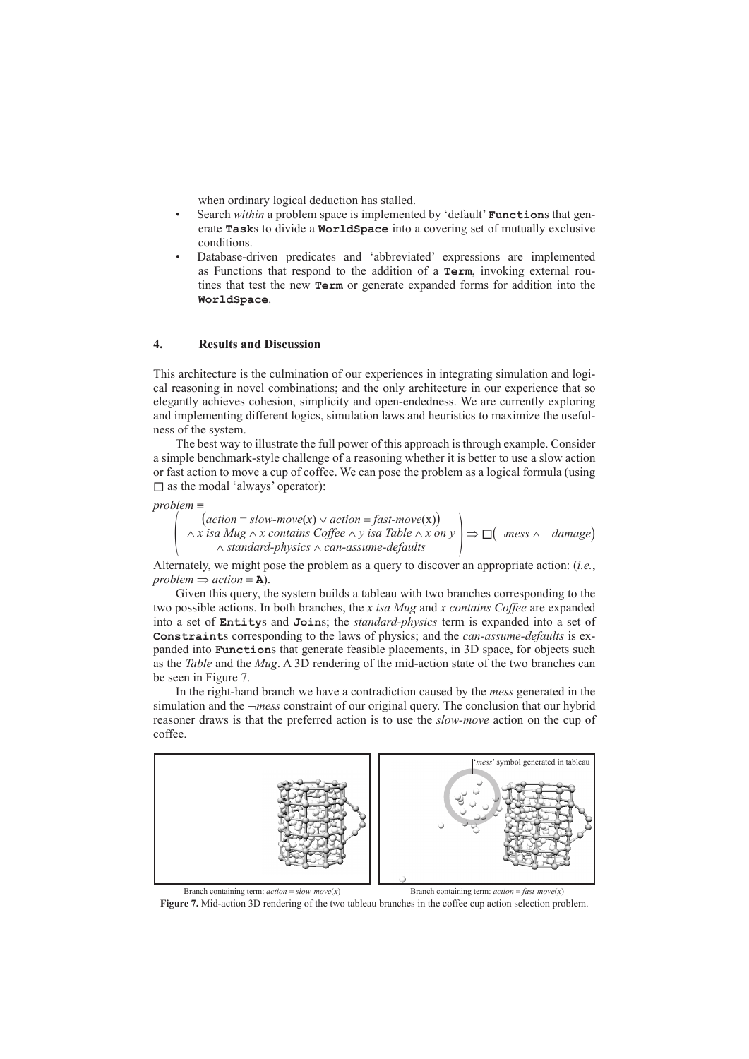when ordinary logical deduction has stalled.

- Search *within* a problem space is implemented by 'default' **Function**s that generate **Task**s to divide a **WorldSpace** into a covering set of mutually exclusive conditions.
- Database-driven predicates and 'abbreviated' expressions are implemented as Functions that respond to the addition of a **Term**, invoking external routines that test the new **Term** or generate expanded forms for addition into the **WorldSpace**.

## 4. Results and Discussion

This architecture is the culmination of our experiences in integrating simulation and logical reasoning in novel combinations; and the only architecture in our experience that so elegantly achieves cohesion, simplicity and open-endedness. We are currently exploring and implementing different logics, simulation laws and heuristics to maximize the usefulness of the system.

The best way to illustrate the full power of this approach is through example. Consider a simple benchmark-style challenge of a reasoning whether it is better to use a slow action or fast action to move a cup of coffee. We can pose the problem as a logical formula (using $\square$ as the modal 'always' operator):

$$problem \equiv$$
$$\left( \begin{array}{c} (action = slow\text{-}move(x) \vee action = fast\text{-}move(\mathrm{x})) \\ \wedge\, x \text{ } isa \text{ } Mug \wedge x \text{ } contains \text{ } Coffee \wedge y \text{ } isa \text{ } Table \wedge x \text{ } on \text{ } y \\ \wedge\, standard\text{-}physics \wedge can\text{-}assume\text{-}defaults \end{array} \right) \Rightarrow \square(\neg mess \wedge \neg damage)$$

Alternately, we might pose the problem as a query to discover an appropriate action: (*i.e.*, $problem \Rightarrow action = \mathbf{A}$).

Given this query, the system builds a tableau with two branches corresponding to the two possible actions. In both branches, the *x isa Mug* and *x contains Coffee* are expanded into a set of **Entity**s and **Join**s; the *standard-physics* term is expanded into a set of **Constraint**s corresponding to the laws of physics; and the *can-assume-defaults* is expanded into **Function**s that generate feasible placements, in 3D space, for objects such as the *Table* and the *Mug*. A 3D rendering of the mid-action state of the two branches can be seen in Figure 7.

In the right-hand branch we have a contradiction caused by the *mess* generated in the simulation and the $\neg$*mess* constraint of our original query. The conclusion that our hybrid reasoner draws is that the preferred action is to use the *slow-move* action on the cup of coffee.

'*mess*' symbol generated in tableau

Branch containing term: $action = slow\text{-}move(x)$ Branch containing term: $action = fast\text{-}move(x)$

**Figure 7.** Mid-action 3D rendering of the two tableau branches in the coffee cup action selection problem.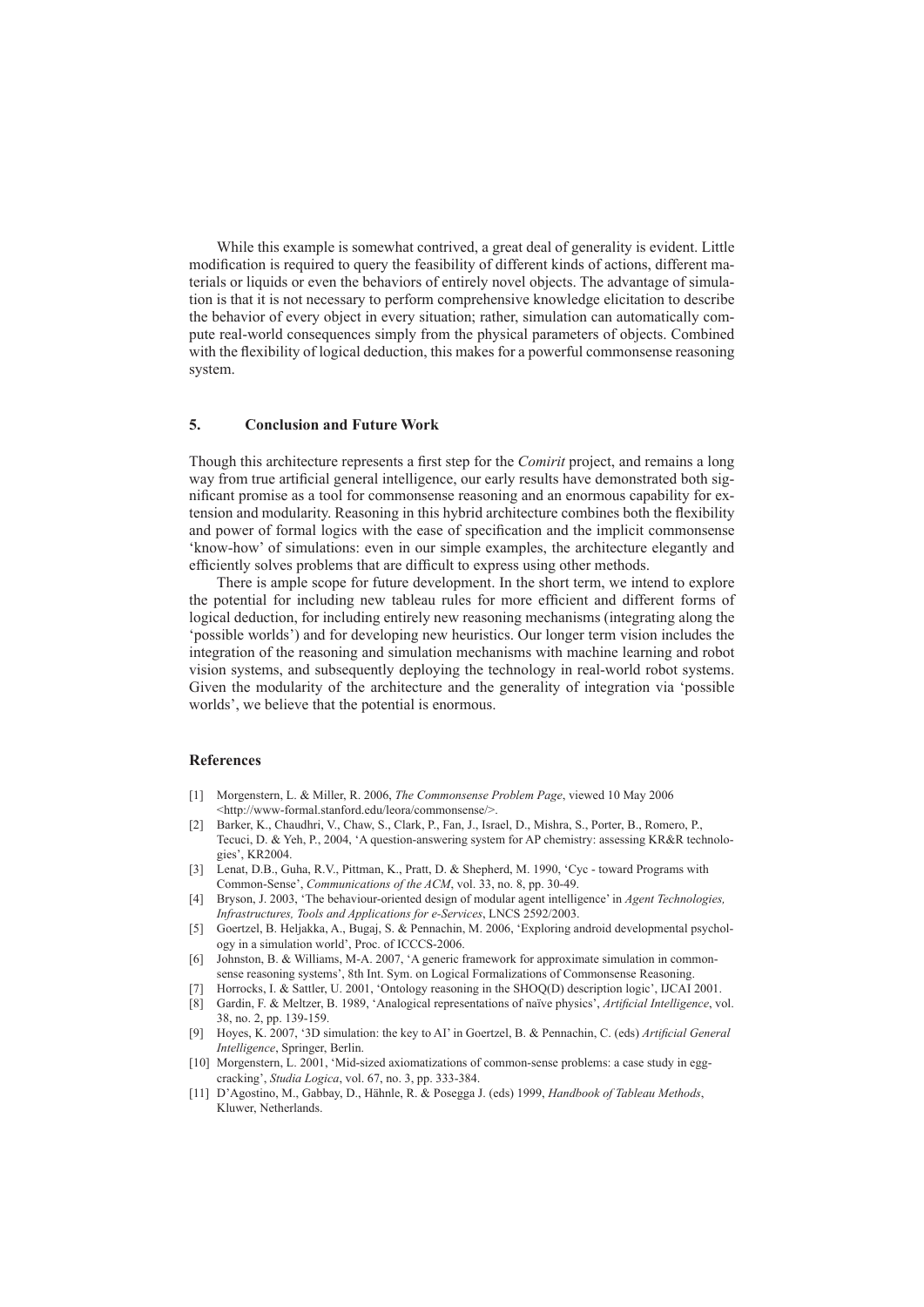While this example is somewhat contrived, a great deal of generality is evident. Little modification is required to query the feasibility of different kinds of actions, different materials or liquids or even the behaviors of entirely novel objects. The advantage of simulation is that it is not necessary to perform comprehensive knowledge elicitation to describe the behavior of every object in every situation; rather, simulation can automatically compute real-world consequences simply from the physical parameters of objects. Combined with the flexibility of logical deduction, this makes for a powerful commonsense reasoning system.

## 5. Conclusion and Future Work

Though this architecture represents a first step for the *Comirit* project, and remains a long way from true artificial general intelligence, our early results have demonstrated both significant promise as a tool for commonsense reasoning and an enormous capability for extension and modularity. Reasoning in this hybrid architecture combines both the flexibility and power of formal logics with the ease of specification and the implicit commonsense 'know-how' of simulations: even in our simple examples, the architecture elegantly and efficiently solves problems that are difficult to express using other methods.

There is ample scope for future development. In the short term, we intend to explore the potential for including new tableau rules for more efficient and different forms of logical deduction, for including entirely new reasoning mechanisms (integrating along the 'possible worlds') and for developing new heuristics. Our longer term vision includes the integration of the reasoning and simulation mechanisms with machine learning and robot vision systems, and subsequently deploying the technology in real-world robot systems. Given the modularity of the architecture and the generality of integration via 'possible worlds', we believe that the potential is enormous.

### References

[1] Morgenstern, L. & Miller, R. 2006, *The Commonsense Problem Page*, viewed 10 May 2006 <http://www-formal.stanford.edu/leora/commonsense/>.

[2] Barker, K., Chaudhri, V., Chaw, S., Clark, P., Fan, J., Israel, D., Mishra, S., Porter, B., Romero, P., Tecuci, D. & Yeh, P., 2004, 'A question-answering system for AP chemistry: assessing KR&R technologies', KR2004.

[3] Lenat, D.B., Guha, R.V., Pittman, K., Pratt, D. & Shepherd, M. 1990, 'Cyc - toward Programs with Common-Sense', *Communications of the ACM*, vol. 33, no. 8, pp. 30-49.

[4] Bryson, J. 2003, 'The behaviour-oriented design of modular agent intelligence' in *Agent Technologies, Infrastructures, Tools and Applications for e-Services*, LNCS 2592/2003.

[5] Goertzel, B. Heljakka, A., Bugaj, S. & Pennachin, M. 2006, 'Exploring android developmental psychology in a simulation world', Proc. of ICCCS-2006.

[6] Johnston, B. & Williams, M-A. 2007, 'A generic framework for approximate simulation in commonsense reasoning systems', 8th Int. Sym. on Logical Formalizations of Commonsense Reasoning.

[7] Horrocks, I. & Sattler, U. 2001, 'Ontology reasoning in the SHOQ(D) description logic', IJCAI 2001.

[8] Gardin, F. & Meltzer, B. 1989, 'Analogical representations of naïve physics', *Artificial Intelligence*, vol. 38, no. 2, pp. 139-159.

[9] Hoyes, K. 2007, '3D simulation: the key to AI' in Goertzel, B. & Pennachin, C. (eds) *Artificial General Intelligence*, Springer, Berlin.

[10] Morgenstern, L. 2001, 'Mid-sized axiomatizations of common-sense problems: a case study in egg-cracking', *Studia Logica*, vol. 67, no. 3, pp. 333-384.

[11] D'Agostino, M., Gabbay, D., Hähnle, R. & Posegga J. (eds) 1999, *Handbook of Tableau Methods*, Kluwer, Netherlands.